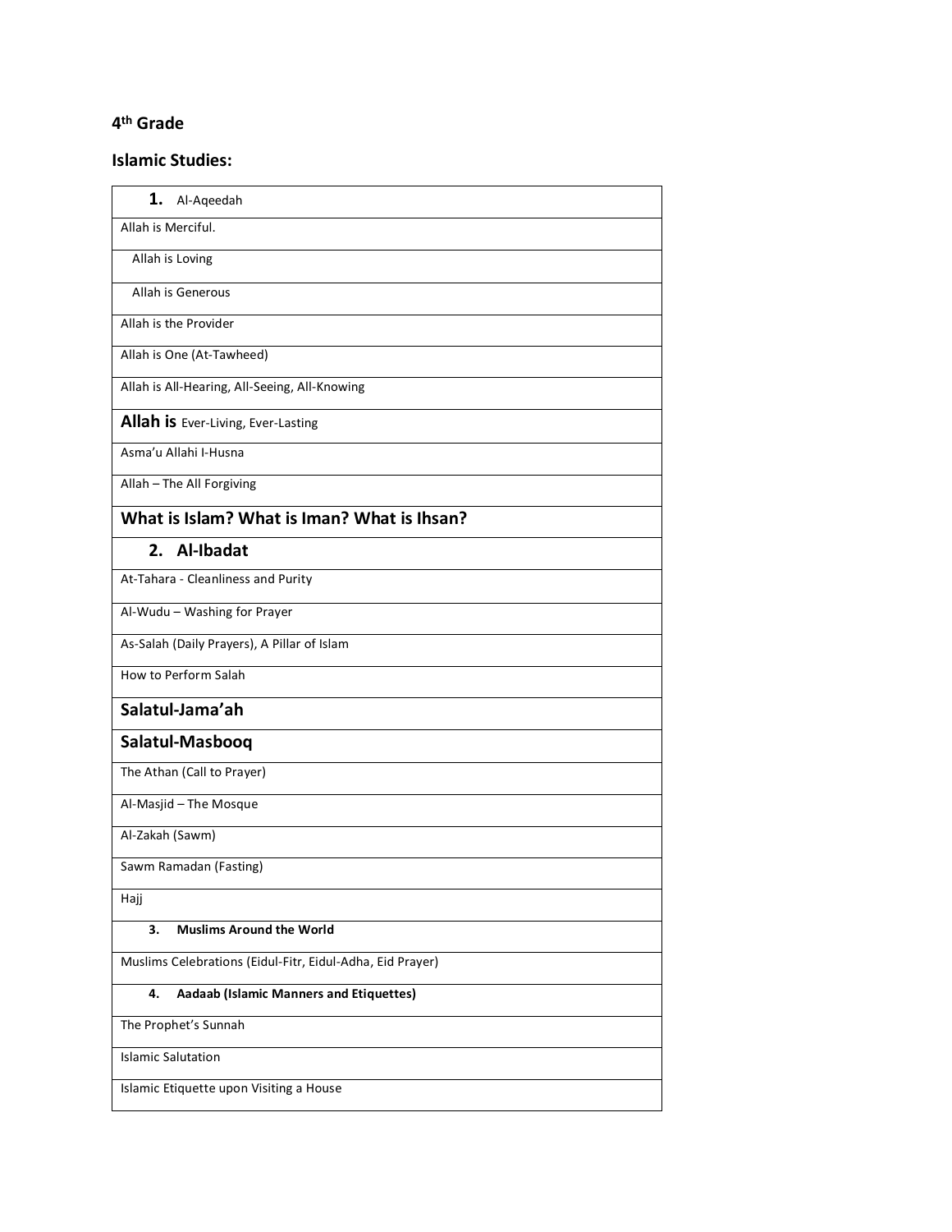## 4th Grade

## Islamic Studies:

| 1. Al-Aqeedah |
|---|
| Allah is Merciful. |
| Allah is Loving |
| Allah is Generous |
| Allah is the Provider |
| Allah is One (At-Tawheed) |
| Allah is All-Hearing, All-Seeing, All-Knowing |
| **Allah is** Ever-Living, Ever-Lasting |
| Asma'u Allahi l-Husna |
| Allah – The All Forgiving |
| **What is Islam? What is Iman? What is Ihsan?** |
| **2. Al-Ibadat** |
| At-Tahara - Cleanliness and Purity |
| Al-Wudu – Washing for Prayer |
| As-Salah (Daily Prayers), A Pillar of Islam |
| How to Perform Salah |
| **Salatul-Jama'ah** |
| **Salatul-Masbooq** |
| The Athan (Call to Prayer) |
| Al-Masjid – The Mosque |
| Al-Zakah (Sawm) |
| Sawm Ramadan (Fasting) |
| Hajj |
| **3. Muslims Around the World** |
| Muslims Celebrations (Eidul-Fitr, Eidul-Adha, Eid Prayer) |
| **4. Aadaab (Islamic Manners and Etiquettes)** |
| The Prophet's Sunnah |
| Islamic Salutation |
| Islamic Etiquette upon Visiting a House |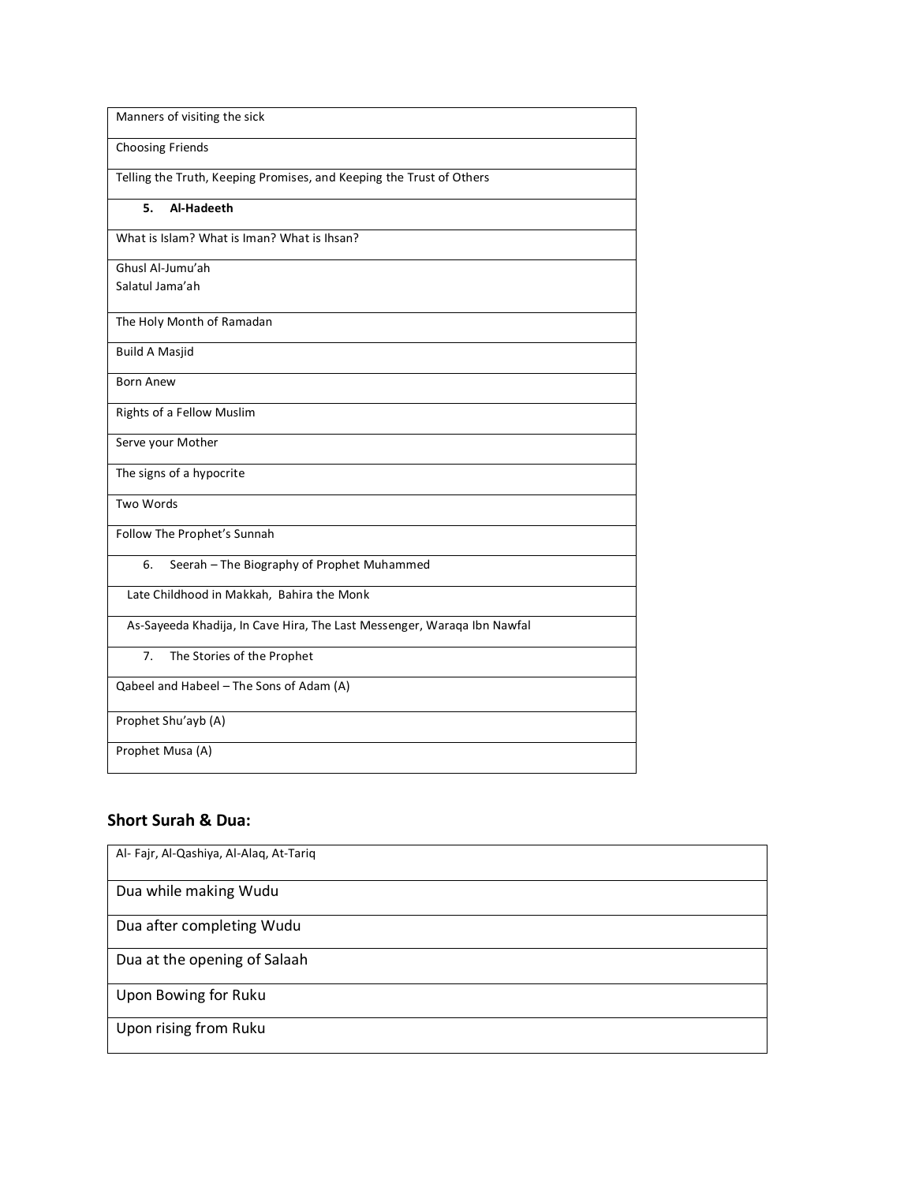| Manners of visiting the sick |
| --- |
| Choosing Friends |
| Telling the Truth, Keeping Promises, and Keeping the Trust of Others |
| **5. Al-Hadeeth** |
| What is Islam? What is Iman? What is Ihsan? |
| Ghusl Al-Jumu'ah<br>Salatul Jama'ah |
| The Holy Month of Ramadan |
| Build A Masjid |
| Born Anew |
| Rights of a Fellow Muslim |
| Serve your Mother |
| The signs of a hypocrite |
| Two Words |
| Follow The Prophet's Sunnah |
| 6. Seerah – The Biography of Prophet Muhammed |
| Late Childhood in Makkah, Bahira the Monk |
| As-Sayeeda Khadija, In Cave Hira, The Last Messenger, Waraqa Ibn Nawfal |
| 7. The Stories of the Prophet |
| Qabeel and Habeel – The Sons of Adam (A) |
| Prophet Shu'ayb (A) |
| Prophet Musa (A) |

## Short Surah & Dua:

| Al- Fajr, Al-Qashiya, Al-Alaq, At-Tariq |
| --- |
| Dua while making Wudu |
| Dua after completing Wudu |
| Dua at the opening of Salaah |
| Upon Bowing for Ruku |
| Upon rising from Ruku |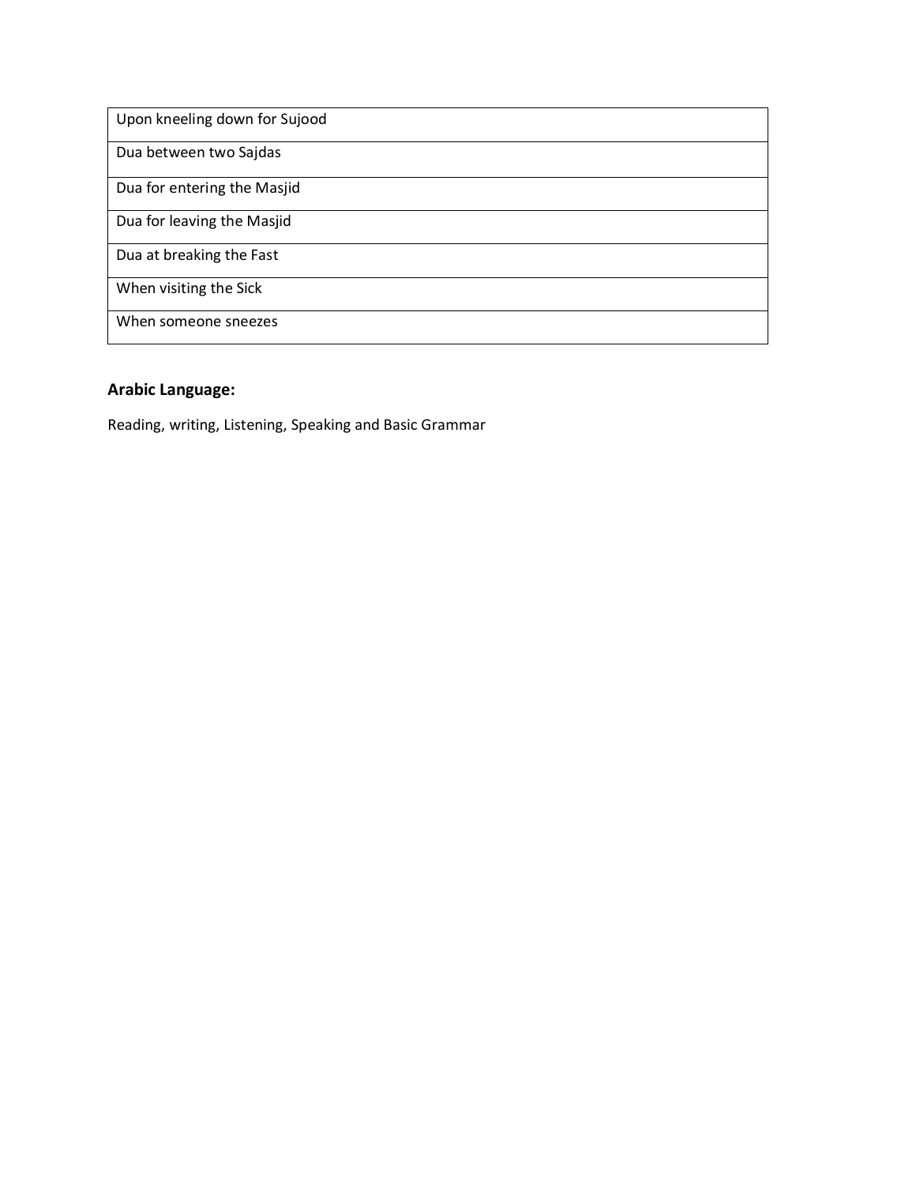| |
|---|
| Upon kneeling down for Sujood |
| Dua between two Sajdas |
| Dua for entering the Masjid |
| Dua for leaving the Masjid |
| Dua at breaking the Fast |
| When visiting the Sick |
| When someone sneezes |

**Arabic Language:**

Reading, writing, Listening, Speaking and Basic Grammar